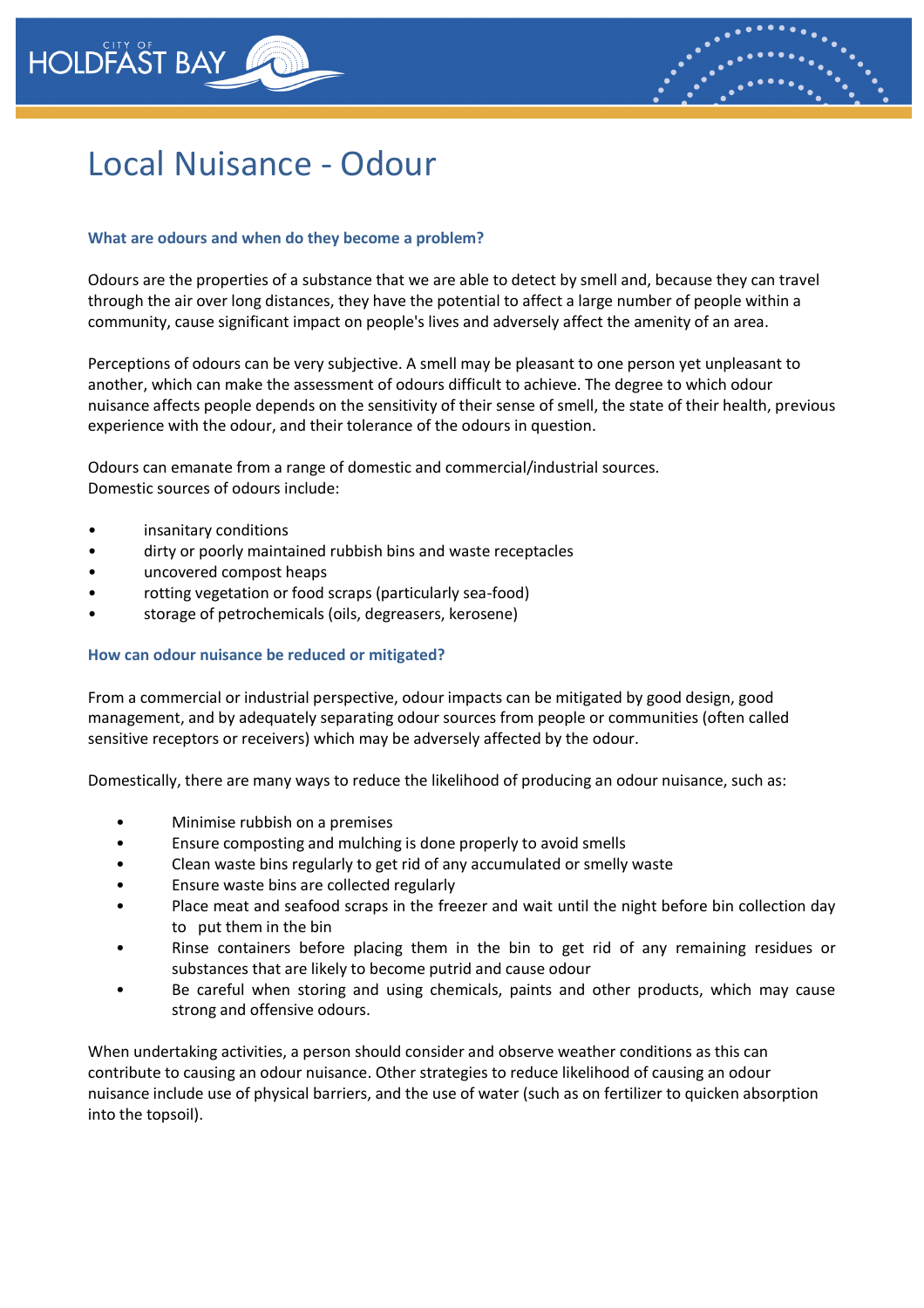# Local Nuisance - Odour

### What are odours and when do they become a problem?

Odours are the properties of a substance that we are able to detect by smell and, because they can travel through the air over long distances, they have the potential to affect a large number of people within a community, cause significant impact on people's lives and adversely affect the amenity of an area.

Perceptions of odours can be very subjective. A smell may be pleasant to one person yet unpleasant to another, which can make the assessment of odours difficult to achieve. The degree to which odour nuisance affects people depends on the sensitivity of their sense of smell, the state of their health, previous experience with the odour, and their tolerance of the odours in question.

Odours can emanate from a range of domestic and commercial/industrial sources.
Domestic sources of odours include:

- insanitary conditions
- dirty or poorly maintained rubbish bins and waste receptacles
- uncovered compost heaps
- rotting vegetation or food scraps (particularly sea-food)
- storage of petrochemicals (oils, degreasers, kerosene)

### How can odour nuisance be reduced or mitigated?

From a commercial or industrial perspective, odour impacts can be mitigated by good design, good management, and by adequately separating odour sources from people or communities (often called sensitive receptors or receivers) which may be adversely affected by the odour.

Domestically, there are many ways to reduce the likelihood of producing an odour nuisance, such as:

- Minimise rubbish on a premises
- Ensure composting and mulching is done properly to avoid smells
- Clean waste bins regularly to get rid of any accumulated or smelly waste
- Ensure waste bins are collected regularly
- Place meat and seafood scraps in the freezer and wait until the night before bin collection day to put them in the bin
- Rinse containers before placing them in the bin to get rid of any remaining residues or substances that are likely to become putrid and cause odour
- Be careful when storing and using chemicals, paints and other products, which may cause strong and offensive odours.

When undertaking activities, a person should consider and observe weather conditions as this can contribute to causing an odour nuisance. Other strategies to reduce likelihood of causing an odour nuisance include use of physical barriers, and the use of water (such as on fertilizer to quicken absorption into the topsoil).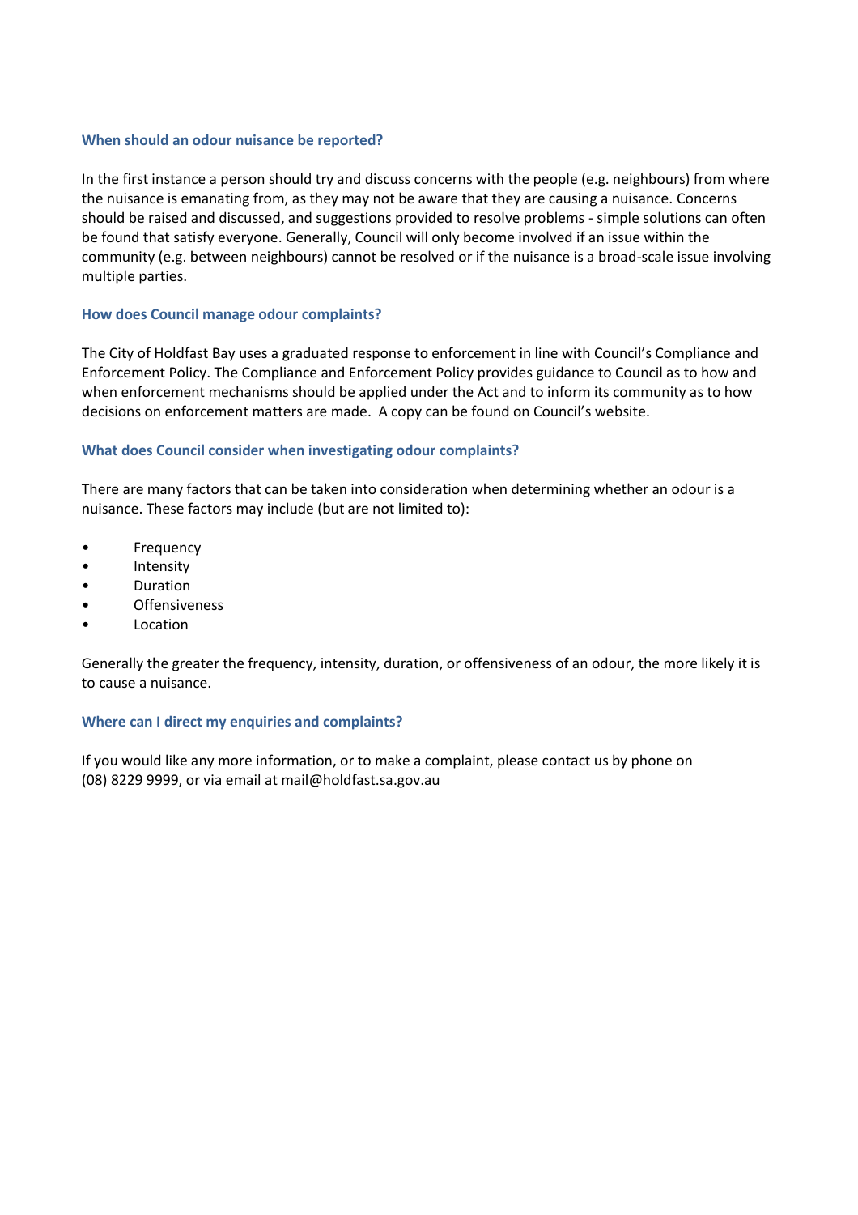### When should an odour nuisance be reported?

In the first instance a person should try and discuss concerns with the people (e.g. neighbours) from where the nuisance is emanating from, as they may not be aware that they are causing a nuisance. Concerns should be raised and discussed, and suggestions provided to resolve problems - simple solutions can often be found that satisfy everyone. Generally, Council will only become involved if an issue within the community (e.g. between neighbours) cannot be resolved or if the nuisance is a broad-scale issue involving multiple parties.

### How does Council manage odour complaints?

The City of Holdfast Bay uses a graduated response to enforcement in line with Council's Compliance and Enforcement Policy. The Compliance and Enforcement Policy provides guidance to Council as to how and when enforcement mechanisms should be applied under the Act and to inform its community as to how decisions on enforcement matters are made. A copy can be found on Council's website.

### What does Council consider when investigating odour complaints?

There are many factors that can be taken into consideration when determining whether an odour is a nuisance. These factors may include (but are not limited to):

- Frequency
- Intensity
- Duration
- Offensiveness
- Location

Generally the greater the frequency, intensity, duration, or offensiveness of an odour, the more likely it is to cause a nuisance.

### Where can I direct my enquiries and complaints?

If you would like any more information, or to make a complaint, please contact us by phone on (08) 8229 9999, or via email at mail@holdfast.sa.gov.au